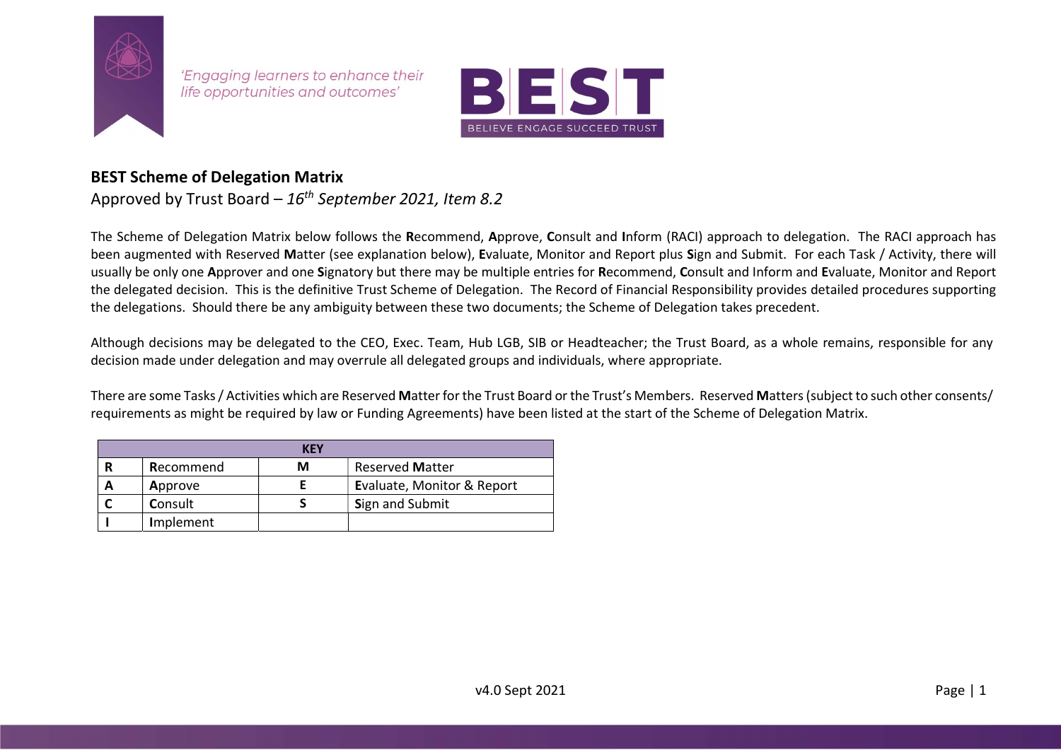'Engaging learners to enhance their life opportunities and outcomes'

BEST
BELIEVE ENGAGE SUCCEED TRUST

## BEST Scheme of Delegation Matrix

Approved by Trust Board – *16th September 2021, Item 8.2*

The Scheme of Delegation Matrix below follows the **R**ecommend, **A**pprove, **C**onsult and **I**nform (RACI) approach to delegation. The RACI approach has been augmented with Reserved **M**atter (see explanation below), **E**valuate, Monitor and Report plus **S**ign and Submit. For each Task / Activity, there will usually be only one **A**pprover and one **S**ignatory but there may be multiple entries for **R**ecommend, **C**onsult and Inform and **E**valuate, Monitor and Report the delegated decision. This is the definitive Trust Scheme of Delegation. The Record of Financial Responsibility provides detailed procedures supporting the delegations. Should there be any ambiguity between these two documents; the Scheme of Delegation takes precedent.

Although decisions may be delegated to the CEO, Exec. Team, Hub LGB, SIB or Headteacher; the Trust Board, as a whole remains, responsible for any decision made under delegation and may overrule all delegated groups and individuals, where appropriate.

There are some Tasks / Activities which are Reserved **M**atter for the Trust Board or the Trust's Members. Reserved **M**atters (subject to such other consents/ requirements as might be required by law or Funding Agreements) have been listed at the start of the Scheme of Delegation Matrix.

| KEY | | | |
|---|---|---|---|
| **R** | **R**ecommend | **M** | Reserved **M**atter |
| **A** | **A**pprove | **E** | **E**valuate, Monitor & Report |
| **C** | **C**onsult | **S** | **S**ign and Submit |
| **I** | **I**mplement | | |

v4.0 Sept 2021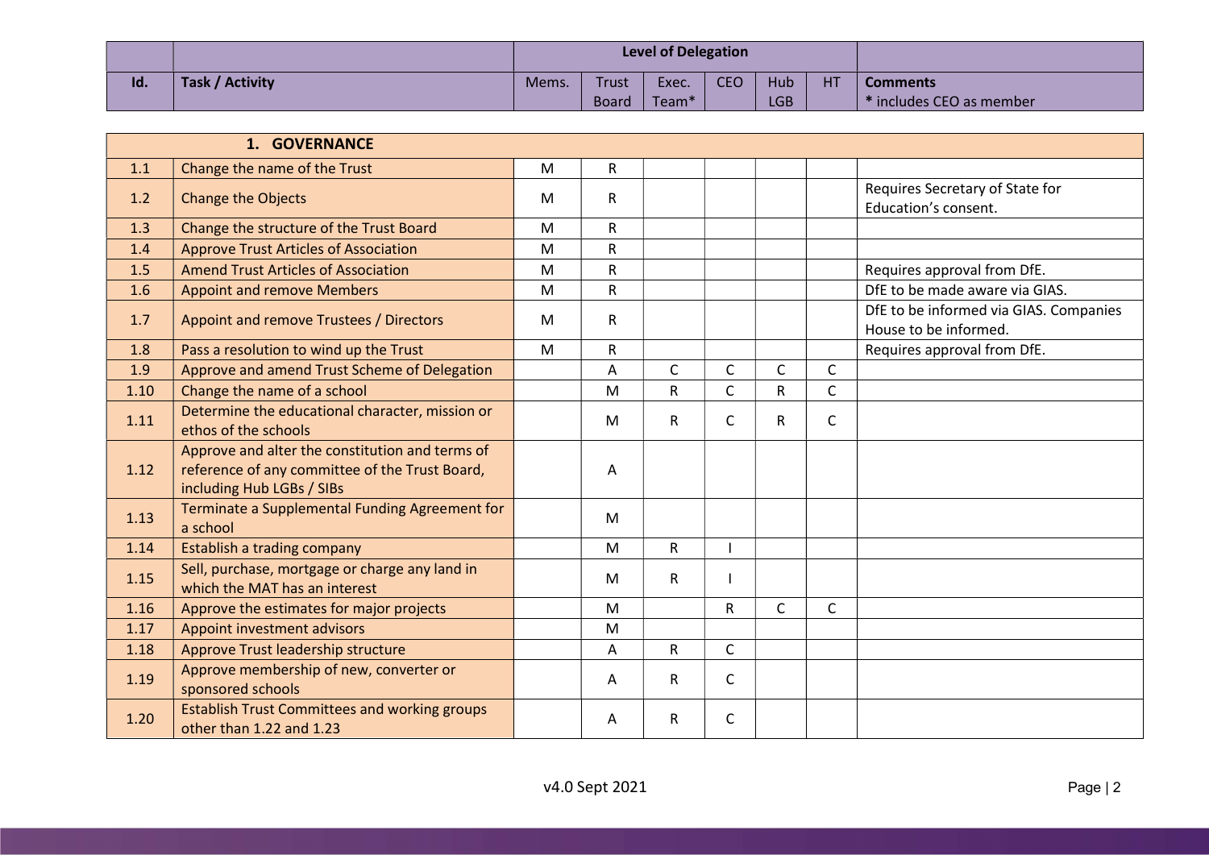| | | Level of Delegation | | | | | | |
|---|---|---|---|---|---|---|---|---|
| Id. | Task / Activity | Mems. | Trust Board | Exec. Team* | CEO | Hub LGB | HT | Comments<br>* includes CEO as member |
| | **1. GOVERNANCE** | | | | | | | |
| 1.1 | Change the name of the Trust | M | R | | | | | |
| 1.2 | Change the Objects | M | R | | | | | Requires Secretary of State for Education's consent. |
| 1.3 | Change the structure of the Trust Board | M | R | | | | | |
| 1.4 | Approve Trust Articles of Association | M | R | | | | | |
| 1.5 | Amend Trust Articles of Association | M | R | | | | | Requires approval from DfE. |
| 1.6 | Appoint and remove Members | M | R | | | | | DfE to be made aware via GIAS. |
| 1.7 | Appoint and remove Trustees / Directors | M | R | | | | | DfE to be informed via GIAS. Companies House to be informed. |
| 1.8 | Pass a resolution to wind up the Trust | M | R | | | | | Requires approval from DfE. |
| 1.9 | Approve and amend Trust Scheme of Delegation | | A | C | C | C | C | |
| 1.10 | Change the name of a school | | M | R | C | R | C | |
| 1.11 | Determine the educational character, mission or ethos of the schools | | M | R | C | R | C | |
| 1.12 | Approve and alter the constitution and terms of reference of any committee of the Trust Board, including Hub LGBs / SIBs | | A | | | | | |
| 1.13 | Terminate a Supplemental Funding Agreement for a school | | M | | | | | |
| 1.14 | Establish a trading company | | M | R | I | | | |
| 1.15 | Sell, purchase, mortgage or charge any land in which the MAT has an interest | | M | R | I | | | |
| 1.16 | Approve the estimates for major projects | | M | | R | C | C | |
| 1.17 | Appoint investment advisors | | M | | | | | |
| 1.18 | Approve Trust leadership structure | | A | R | C | | | |
| 1.19 | Approve membership of new, converter or sponsored schools | | A | R | C | | | |
| 1.20 | Establish Trust Committees and working groups other than 1.22 and 1.23 | | A | R | C | | | |

v4.0 Sept 2021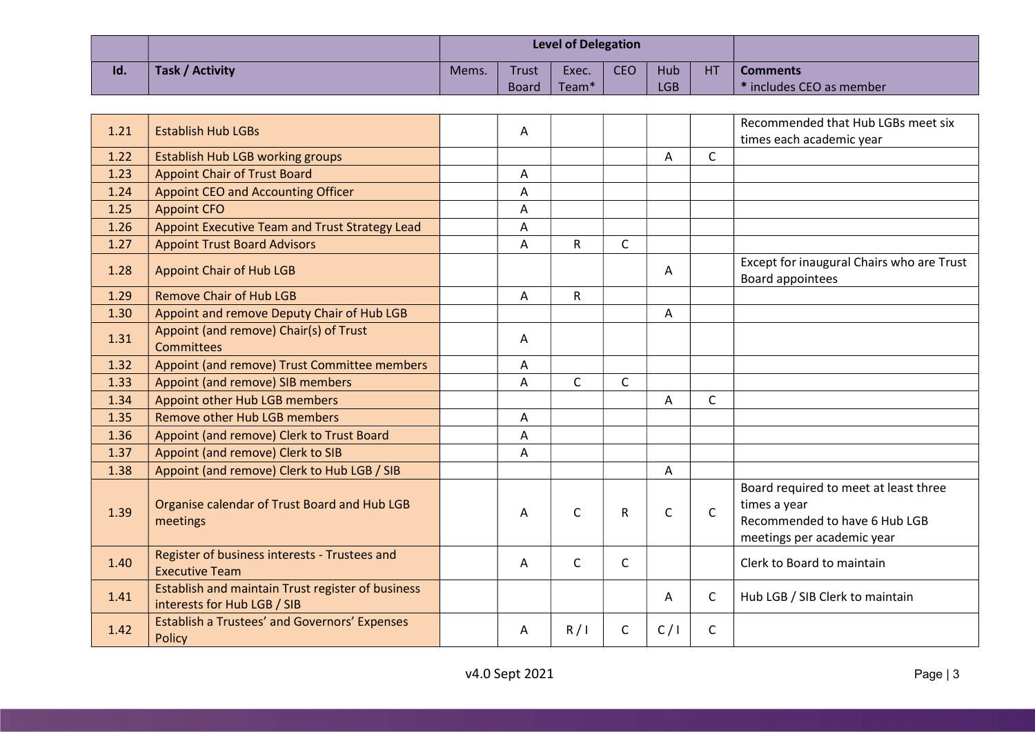| Id. | Task / Activity | Level of Delegation | | | | | | Comments |
|---|---|---|---|---|---|---|---|---|
| | | Mems. | Trust Board | Exec. Team* | CEO | Hub LGB | HT | * includes CEO as member |
| 1.21 | Establish Hub LGBs | | A | | | | | Recommended that Hub LGBs meet six times each academic year |
| 1.22 | Establish Hub LGB working groups | | | | | A | C | |
| 1.23 | Appoint Chair of Trust Board | | A | | | | | |
| 1.24 | Appoint CEO and Accounting Officer | | A | | | | | |
| 1.25 | Appoint CFO | | A | | | | | |
| 1.26 | Appoint Executive Team and Trust Strategy Lead | | A | | | | | |
| 1.27 | Appoint Trust Board Advisors | | A | R | C | | | |
| 1.28 | Appoint Chair of Hub LGB | | | | | A | | Except for inaugural Chairs who are Trust Board appointees |
| 1.29 | Remove Chair of Hub LGB | | A | R | | | | |
| 1.30 | Appoint and remove Deputy Chair of Hub LGB | | | | | A | | |
| 1.31 | Appoint (and remove) Chair(s) of Trust Committees | | A | | | | | |
| 1.32 | Appoint (and remove) Trust Committee members | | A | | | | | |
| 1.33 | Appoint (and remove) SIB members | | A | C | C | | | |
| 1.34 | Appoint other Hub LGB members | | | | | A | C | |
| 1.35 | Remove other Hub LGB members | | A | | | | | |
| 1.36 | Appoint (and remove) Clerk to Trust Board | | A | | | | | |
| 1.37 | Appoint (and remove) Clerk to SIB | | A | | | | | |
| 1.38 | Appoint (and remove) Clerk to Hub LGB / SIB | | | | | A | | |
| 1.39 | Organise calendar of Trust Board and Hub LGB meetings | | A | C | R | C | C | Board required to meet at least three times a year<br>Recommended to have 6 Hub LGB meetings per academic year |
| 1.40 | Register of business interests - Trustees and Executive Team | | A | C | C | | | Clerk to Board to maintain |
| 1.41 | Establish and maintain Trust register of business interests for Hub LGB / SIB | | | | | A | C | Hub LGB / SIB Clerk to maintain |
| 1.42 | Establish a Trustees' and Governors' Expenses Policy | | A | R / I | C | C / I | C | |

v4.0 Sept 2021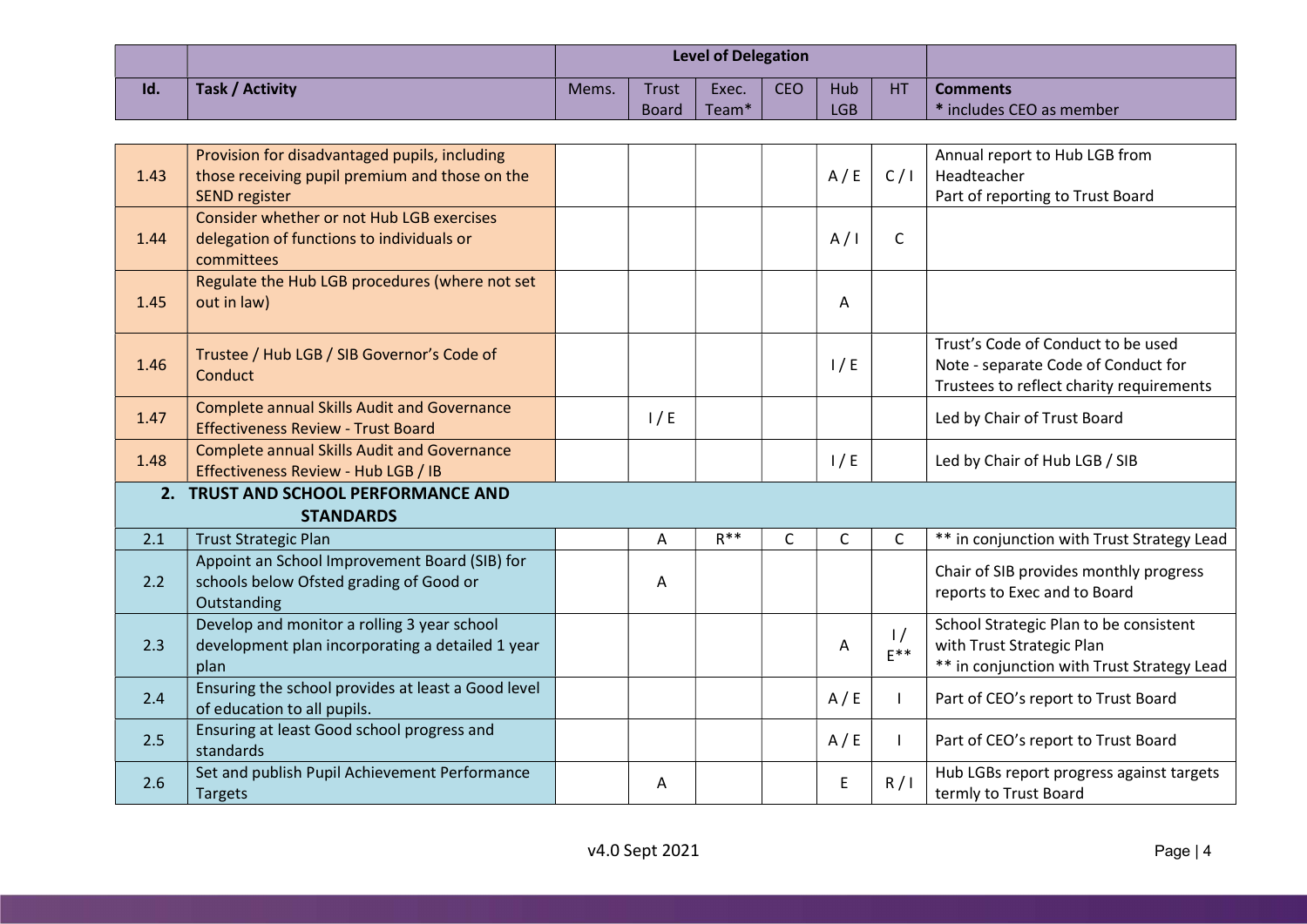| Id. | Task / Activity | Level of Delegation | | | | | | Comments |
|---|---|---|---|---|---|---|---|---|
| | | Mems. | Trust Board | Exec. Team* | CEO | Hub LGB | HT | * includes CEO as member |
| 1.43 | Provision for disadvantaged pupils, including those receiving pupil premium and those on the SEND register | | | | | A / E | C / I | Annual report to Hub LGB from Headteacher<br>Part of reporting to Trust Board |
| 1.44 | Consider whether or not Hub LGB exercises delegation of functions to individuals or committees | | | | | A / I | C | |
| 1.45 | Regulate the Hub LGB procedures (where not set out in law) | | | | | A | | |
| 1.46 | Trustee / Hub LGB / SIB Governor's Code of Conduct | | | | | I / E | | Trust's Code of Conduct to be used<br>Note - separate Code of Conduct for Trustees to reflect charity requirements |
| 1.47 | Complete annual Skills Audit and Governance Effectiveness Review - Trust Board | | I / E | | | | | Led by Chair of Trust Board |
| 1.48 | Complete annual Skills Audit and Governance Effectiveness Review - Hub LGB / IB | | | | | I / E | | Led by Chair of Hub LGB / SIB |
| **2. TRUST AND SCHOOL PERFORMANCE AND STANDARDS** | | | | | | | | |
| 2.1 | Trust Strategic Plan | | A | R** | C | C | C | ** in conjunction with Trust Strategy Lead |
| 2.2 | Appoint an School Improvement Board (SIB) for schools below Ofsted grading of Good or Outstanding | | A | | | | | Chair of SIB provides monthly progress reports to Exec and to Board |
| 2.3 | Develop and monitor a rolling 3 year school development plan incorporating a detailed 1 year plan | | | | | A | I / E** | School Strategic Plan to be consistent with Trust Strategic Plan<br>** in conjunction with Trust Strategy Lead |
| 2.4 | Ensuring the school provides at least a Good level of education to all pupils. | | | | | A / E | I | Part of CEO's report to Trust Board |
| 2.5 | Ensuring at least Good school progress and standards | | | | | A / E | I | Part of CEO's report to Trust Board |
| 2.6 | Set and publish Pupil Achievement Performance Targets | | A | | | E | R / I | Hub LGBs report progress against targets termly to Trust Board |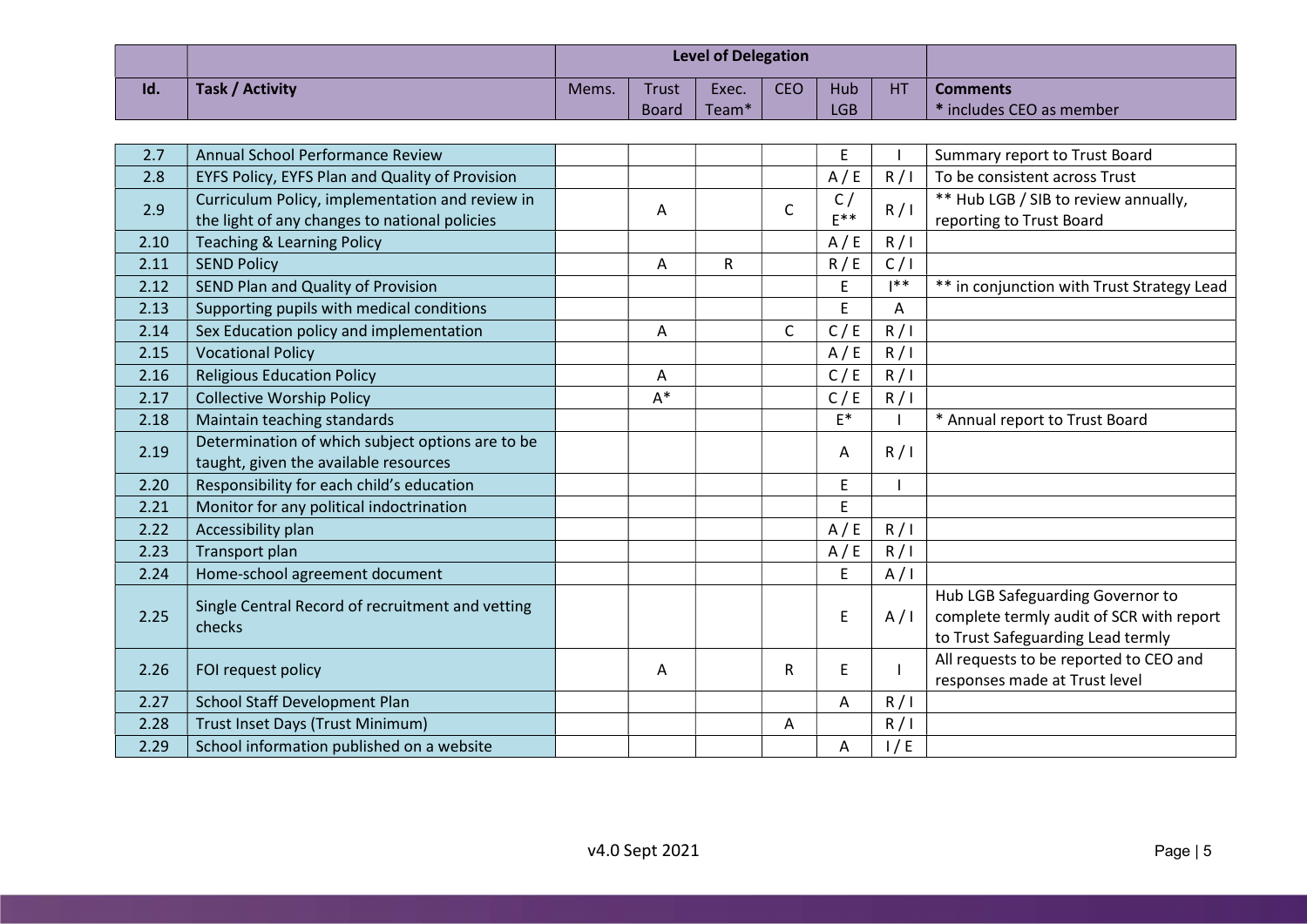| Id. | Task / Activity | Level of Delegation | | | | | | Comments |
|---|---|---|---|---|---|---|---|---|
| | | Mems. | Trust Board | Exec. Team* | CEO | Hub LGB | HT | * includes CEO as member |
| 2.7 | Annual School Performance Review | | | | | E | I | Summary report to Trust Board |
| 2.8 | EYFS Policy, EYFS Plan and Quality of Provision | | | | | A / E | R / I | To be consistent across Trust |
| 2.9 | Curriculum Policy, implementation and review in the light of any changes to national policies | | A | | C | C / E** | R / I | ** Hub LGB / SIB to review annually, reporting to Trust Board |
| 2.10 | Teaching & Learning Policy | | | | | A / E | R / I | |
| 2.11 | SEND Policy | | A | R | | R / E | C / I | |
| 2.12 | SEND Plan and Quality of Provision | | | | | E | I** | ** in conjunction with Trust Strategy Lead |
| 2.13 | Supporting pupils with medical conditions | | | | | E | A | |
| 2.14 | Sex Education policy and implementation | | A | | C | C / E | R / I | |
| 2.15 | Vocational Policy | | | | | A / E | R / I | |
| 2.16 | Religious Education Policy | | A | | | C / E | R / I | |
| 2.17 | Collective Worship Policy | | A* | | | C / E | R / I | |
| 2.18 | Maintain teaching standards | | | | | E* | I | * Annual report to Trust Board |
| 2.19 | Determination of which subject options are to be taught, given the available resources | | | | | A | R / I | |
| 2.20 | Responsibility for each child's education | | | | | E | I | |
| 2.21 | Monitor for any political indoctrination | | | | | E | | |
| 2.22 | Accessibility plan | | | | | A / E | R / I | |
| 2.23 | Transport plan | | | | | A / E | R / I | |
| 2.24 | Home-school agreement document | | | | | E | A / I | |
| 2.25 | Single Central Record of recruitment and vetting checks | | | | | E | A / I | Hub LGB Safeguarding Governor to complete termly audit of SCR with report to Trust Safeguarding Lead termly |
| 2.26 | FOI request policy | | A | | R | E | I | All requests to be reported to CEO and responses made at Trust level |
| 2.27 | School Staff Development Plan | | | | | A | R / I | |
| 2.28 | Trust Inset Days (Trust Minimum) | | | | A | | R / I | |
| 2.29 | School information published on a website | | | | | A | I / E | |

v4.0 Sept 2021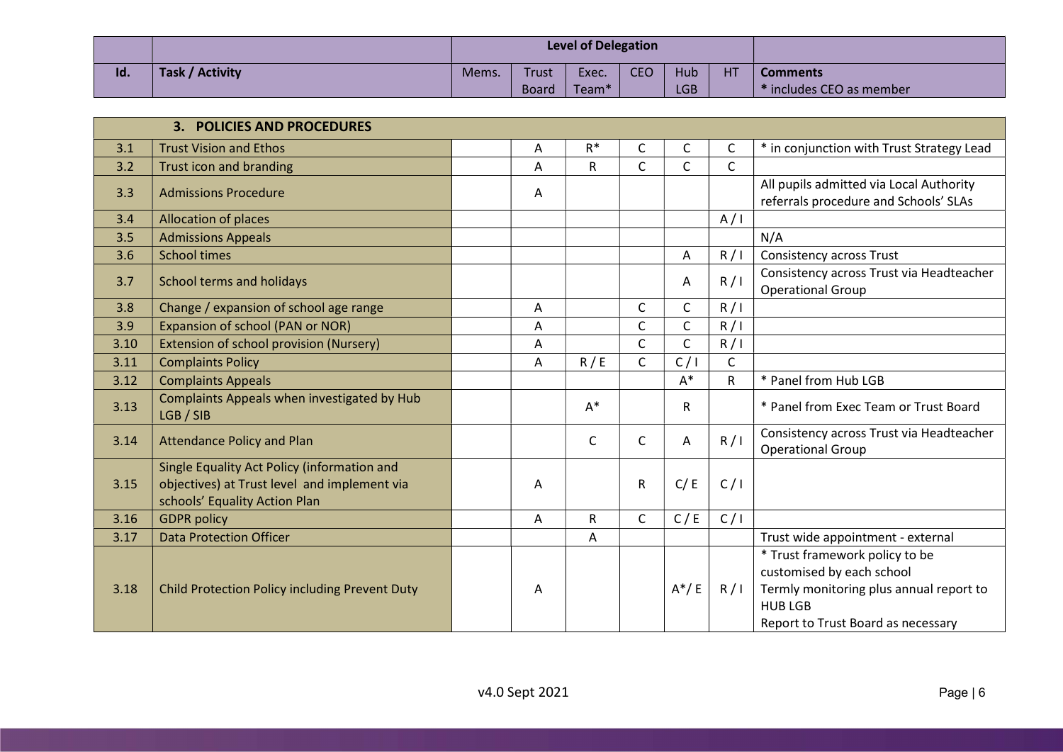| Id. | Task / Activity | Level of Delegation | | | | | | Comments |
|---|---|---|---|---|---|---|---|---|
| | | Mems. | Trust Board | Exec. Team* | CEO | Hub LGB | HT | * includes CEO as member |
| | **3. POLICIES AND PROCEDURES** | | | | | | | |
| 3.1 | Trust Vision and Ethos | | A | R* | C | C | C | * in conjunction with Trust Strategy Lead |
| 3.2 | Trust icon and branding | | A | R | C | C | C | |
| 3.3 | Admissions Procedure | | A | | | | | All pupils admitted via Local Authority referrals procedure and Schools' SLAs |
| 3.4 | Allocation of places | | | | | | A / I | |
| 3.5 | Admissions Appeals | | | | | | | N/A |
| 3.6 | School times | | | | | A | R / I | Consistency across Trust |
| 3.7 | School terms and holidays | | | | | A | R / I | Consistency across Trust via Headteacher Operational Group |
| 3.8 | Change / expansion of school age range | | A | | C | C | R / I | |
| 3.9 | Expansion of school (PAN or NOR) | | A | | C | C | R / I | |
| 3.10 | Extension of school provision (Nursery) | | A | | C | C | R / I | |
| 3.11 | Complaints Policy | | A | R / E | C | C / I | C | |
| 3.12 | Complaints Appeals | | | | | A* | R | * Panel from Hub LGB |
| 3.13 | Complaints Appeals when investigated by Hub LGB / SIB | | | A* | | R | | * Panel from Exec Team or Trust Board |
| 3.14 | Attendance Policy and Plan | | | C | C | A | R / I | Consistency across Trust via Headteacher Operational Group |
| 3.15 | Single Equality Act Policy (information and objectives) at Trust level and implement via schools' Equality Action Plan | | A | | R | C/ E | C / I | |
| 3.16 | GDPR policy | | A | R | C | C / E | C / I | |
| 3.17 | Data Protection Officer | | | A | | | | Trust wide appointment - external |
| 3.18 | Child Protection Policy including Prevent Duty | | A | | | A*/ E | R / I | * Trust framework policy to be customised by each school<br>Termly monitoring plus annual report to HUB LGB<br>Report to Trust Board as necessary |

v4.0 Sept 2021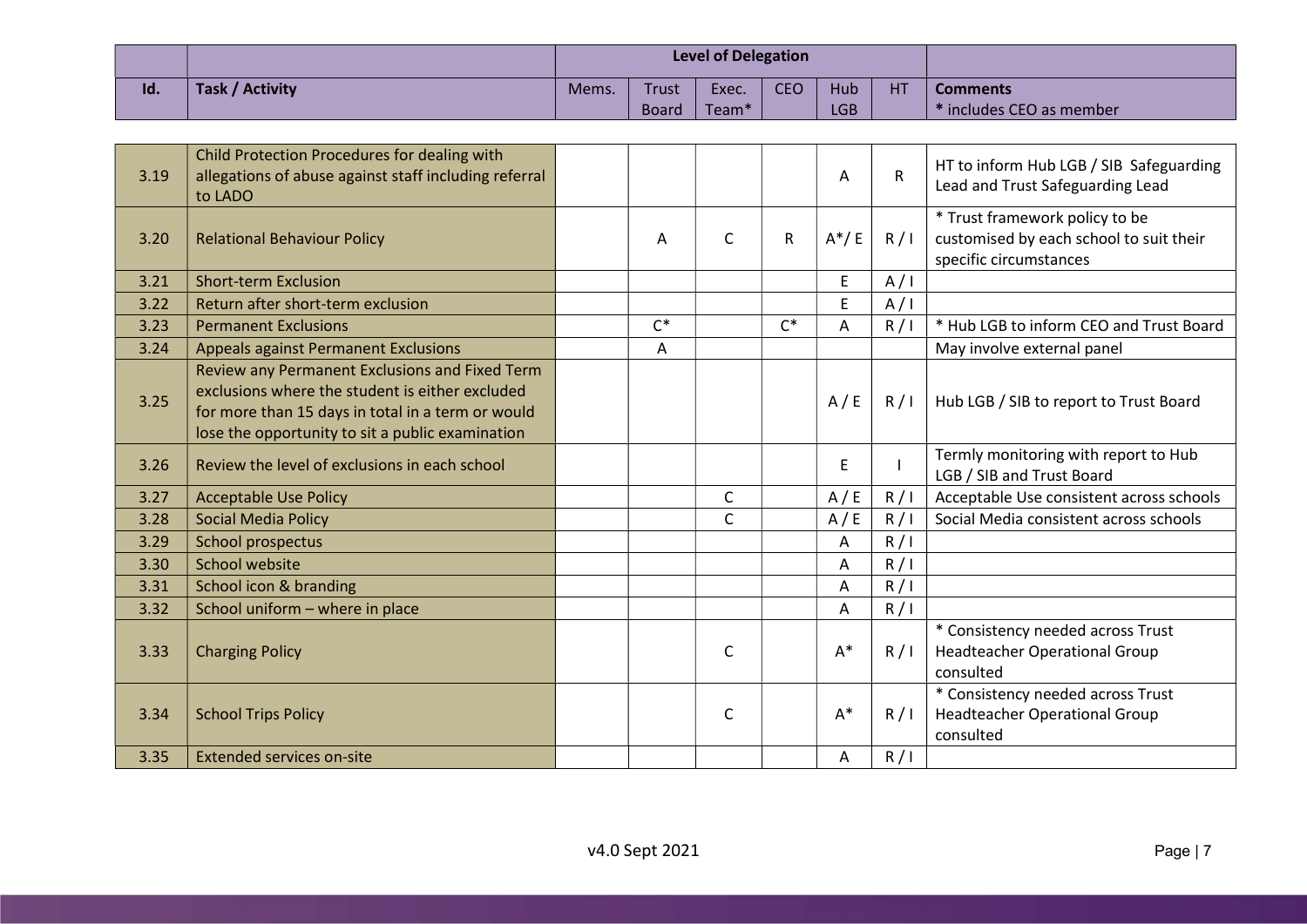| Id. | Task / Activity | Level of Delegation | | | | | | Comments |
|---|---|---|---|---|---|---|---|---|
| | | Mems. | Trust Board | Exec. Team* | CEO | Hub LGB | HT | * includes CEO as member |
| 3.19 | Child Protection Procedures for dealing with allegations of abuse against staff including referral to LADO | | | | | A | R | HT to inform Hub LGB / SIB Safeguarding Lead and Trust Safeguarding Lead |
| 3.20 | Relational Behaviour Policy | | A | C | R | A*/ E | R / I | * Trust framework policy to be customised by each school to suit their specific circumstances |
| 3.21 | Short-term Exclusion | | | | | E | A / I | |
| 3.22 | Return after short-term exclusion | | | | | E | A / I | |
| 3.23 | Permanent Exclusions | | C* | | C* | A | R / I | * Hub LGB to inform CEO and Trust Board |
| 3.24 | Appeals against Permanent Exclusions | | A | | | | | May involve external panel |
| 3.25 | Review any Permanent Exclusions and Fixed Term exclusions where the student is either excluded for more than 15 days in total in a term or would lose the opportunity to sit a public examination | | | | | A / E | R / I | Hub LGB / SIB to report to Trust Board |
| 3.26 | Review the level of exclusions in each school | | | | | E | I | Termly monitoring with report to Hub LGB / SIB and Trust Board |
| 3.27 | Acceptable Use Policy | | | C | | A / E | R / I | Acceptable Use consistent across schools |
| 3.28 | Social Media Policy | | | C | | A / E | R / I | Social Media consistent across schools |
| 3.29 | School prospectus | | | | | A | R / I | |
| 3.30 | School website | | | | | A | R / I | |
| 3.31 | School icon & branding | | | | | A | R / I | |
| 3.32 | School uniform – where in place | | | | | A | R / I | |
| 3.33 | Charging Policy | | | C | | A* | R / I | * Consistency needed across Trust Headteacher Operational Group consulted |
| 3.34 | School Trips Policy | | | C | | A* | R / I | * Consistency needed across Trust Headteacher Operational Group consulted |
| 3.35 | Extended services on-site | | | | | A | R / I | |

v4.0 Sept 2021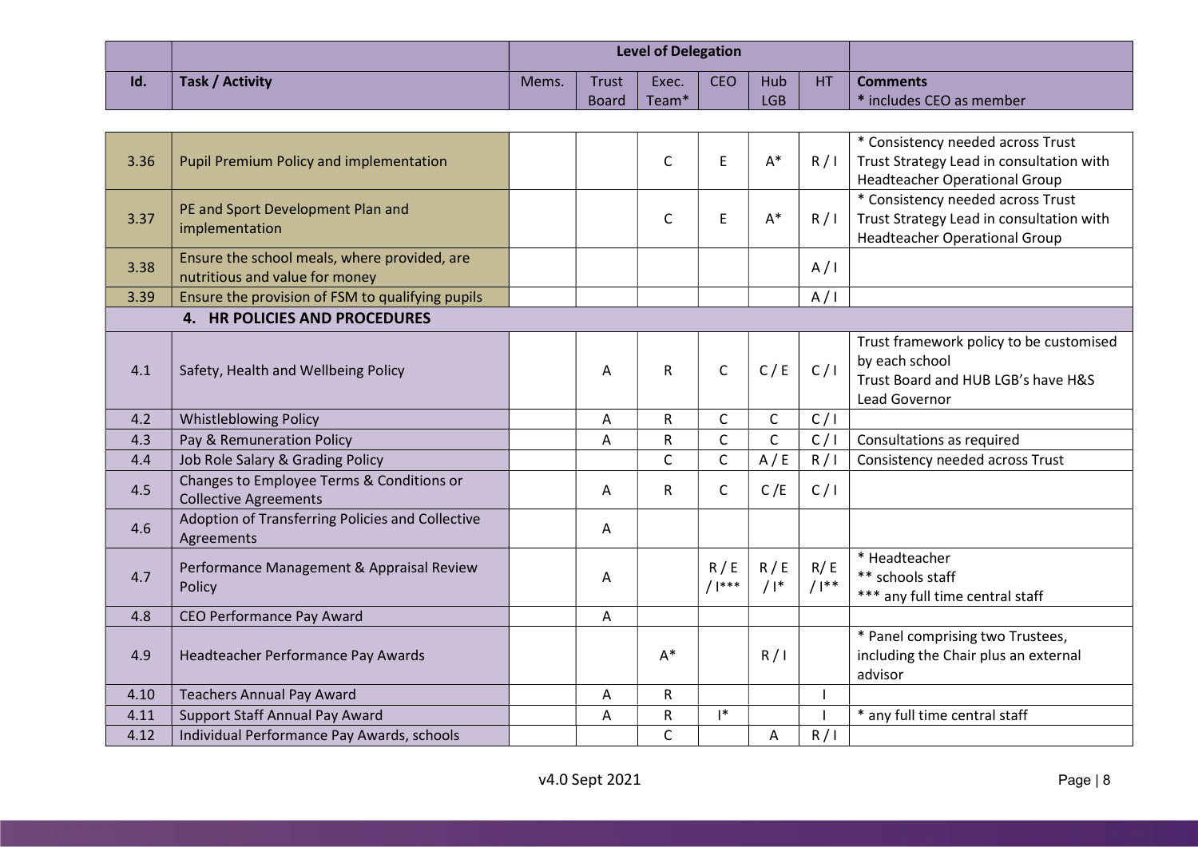| Id. | Task / Activity | Level of Delegation | | | | | | Comments |
|---|---|---|---|---|---|---|---|---|
| | | Mems. | Trust Board | Exec. Team* | CEO | Hub LGB | HT | * includes CEO as member |
| 3.36 | Pupil Premium Policy and implementation | | | C | E | A* | R / I | * Consistency needed across Trust<br>Trust Strategy Lead in consultation with Headteacher Operational Group |
| 3.37 | PE and Sport Development Plan and implementation | | | C | E | A* | R / I | * Consistency needed across Trust<br>Trust Strategy Lead in consultation with Headteacher Operational Group |
| 3.38 | Ensure the school meals, where provided, are nutritious and value for money | | | | | | A / I | |
| 3.39 | Ensure the provision of FSM to qualifying pupils | | | | | | A / I | |
| | **4. HR POLICIES AND PROCEDURES** | | | | | | | |
| 4.1 | Safety, Health and Wellbeing Policy | | A | R | C | C / E | C / I | Trust framework policy to be customised by each school<br>Trust Board and HUB LGB's have H&S Lead Governor |
| 4.2 | Whistleblowing Policy | | A | R | C | C | C / I | |
| 4.3 | Pay & Remuneration Policy | | A | R | C | C | C / I | Consultations as required |
| 4.4 | Job Role Salary & Grading Policy | | | C | C | A / E | R / I | Consistency needed across Trust |
| 4.5 | Changes to Employee Terms & Conditions or Collective Agreements | | A | R | C | C /E | C / I | |
| 4.6 | Adoption of Transferring Policies and Collective Agreements | | A | | | | | |
| 4.7 | Performance Management & Appraisal Review Policy | | A | | R / E / I*** | R / E / I* | R/ E / I** | * Headteacher<br>** schools staff<br>*** any full time central staff |
| 4.8 | CEO Performance Pay Award | | A | | | | | |
| 4.9 | Headteacher Performance Pay Awards | | | A* | | R / I | | * Panel comprising two Trustees, including the Chair plus an external advisor |
| 4.10 | Teachers Annual Pay Award | | A | R | | | I | |
| 4.11 | Support Staff Annual Pay Award | | A | R | I* | | I | * any full time central staff |
| 4.12 | Individual Performance Pay Awards, schools | | | C | | A | R / I | |

v4.0 Sept 2021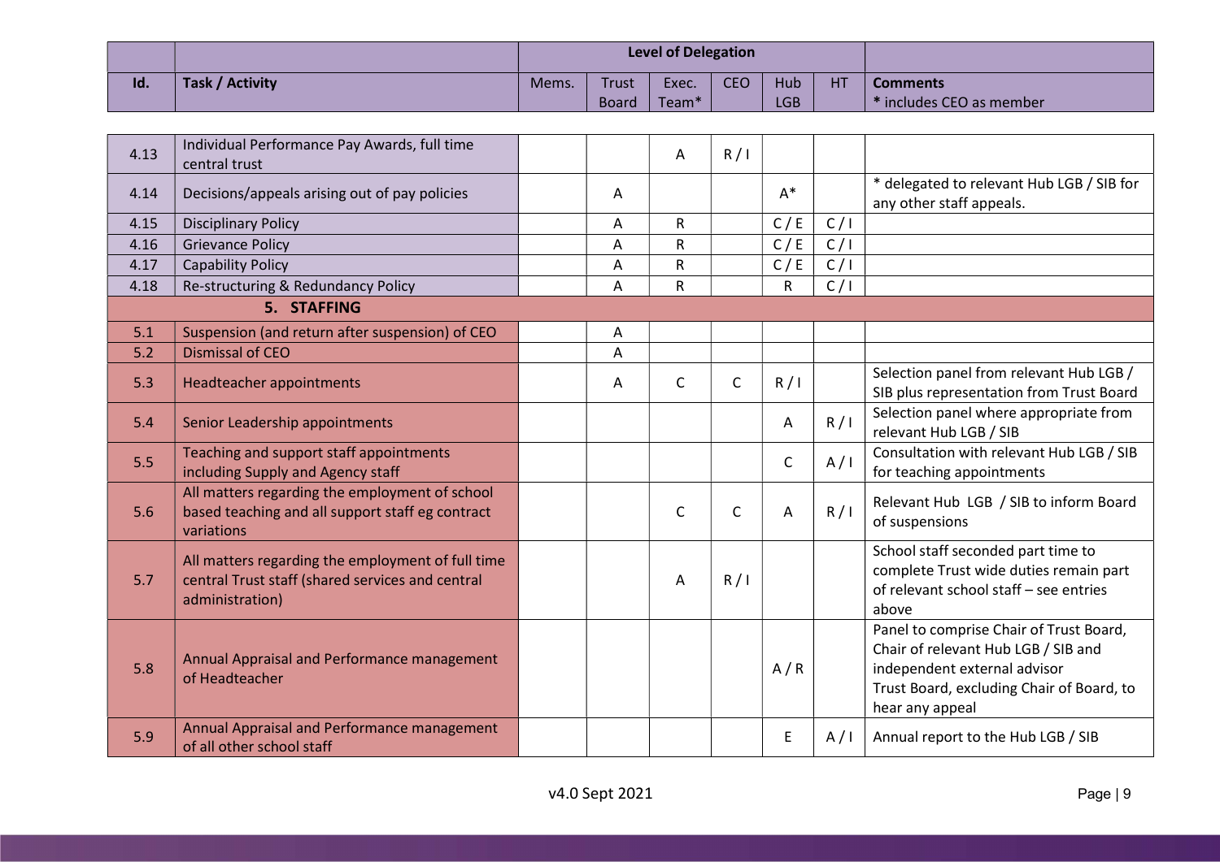| Id. | Task / Activity | Level of Delegation | | | | | | Comments |
|---|---|---|---|---|---|---|---|---|
| | | Mems. | Trust Board | Exec. Team* | CEO | Hub LGB | HT | * includes CEO as member |
| 4.13 | Individual Performance Pay Awards, full time central trust | | | A | R / I | | | |
| 4.14 | Decisions/appeals arising out of pay policies | | A | | | A* | | * delegated to relevant Hub LGB / SIB for any other staff appeals. |
| 4.15 | Disciplinary Policy | | A | R | | C / E | C / I | |
| 4.16 | Grievance Policy | | A | R | | C / E | C / I | |
| 4.17 | Capability Policy | | A | R | | C / E | C / I | |
| 4.18 | Re-structuring & Redundancy Policy | | A | R | | R | C / I | |
| | **5. STAFFING** | | | | | | | |
| 5.1 | Suspension (and return after suspension) of CEO | | A | | | | | |
| 5.2 | Dismissal of CEO | | A | | | | | |
| 5.3 | Headteacher appointments | | A | C | C | R / I | | Selection panel from relevant Hub LGB / SIB plus representation from Trust Board |
| 5.4 | Senior Leadership appointments | | | | | A | R / I | Selection panel where appropriate from relevant Hub LGB / SIB |
| 5.5 | Teaching and support staff appointments including Supply and Agency staff | | | | | C | A / I | Consultation with relevant Hub LGB / SIB for teaching appointments |
| 5.6 | All matters regarding the employment of school based teaching and all support staff eg contract variations | | | C | C | A | R / I | Relevant Hub LGB / SIB to inform Board of suspensions |
| 5.7 | All matters regarding the employment of full time central Trust staff (shared services and central administration) | | | A | R / I | | | School staff seconded part time to complete Trust wide duties remain part of relevant school staff – see entries above |
| 5.8 | Annual Appraisal and Performance management of Headteacher | | | | | A / R | | Panel to comprise Chair of Trust Board, Chair of relevant Hub LGB / SIB and independent external advisor<br>Trust Board, excluding Chair of Board, to hear any appeal |
| 5.9 | Annual Appraisal and Performance management of all other school staff | | | | | E | A / I | Annual report to the Hub LGB / SIB |

v4.0 Sept 2021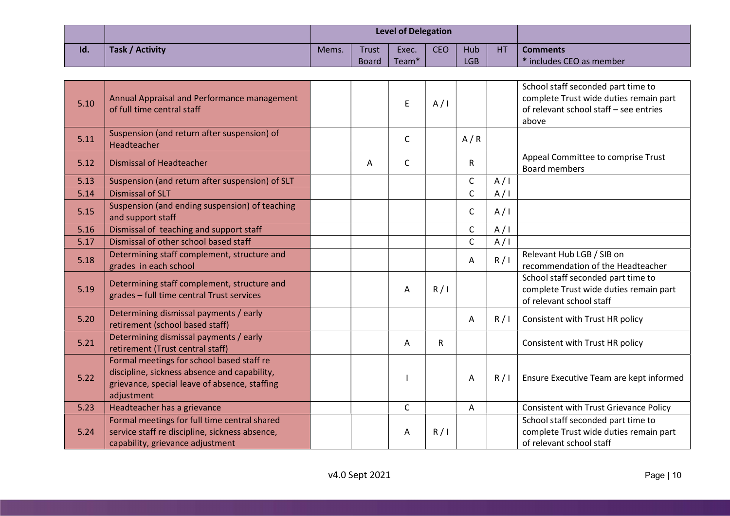| Id. | Task / Activity | Level of Delegation | | | | | | Comments |
|---|---|---|---|---|---|---|---|---|
| | | Mems. | Trust Board | Exec. Team* | CEO | Hub LGB | HT | * includes CEO as member |
| 5.10 | Annual Appraisal and Performance management of full time central staff | | | E | A / I | | | School staff seconded part time to complete Trust wide duties remain part of relevant school staff – see entries above |
| 5.11 | Suspension (and return after suspension) of Headteacher | | | C | | A / R | | |
| 5.12 | Dismissal of Headteacher | | A | C | | R | | Appeal Committee to comprise Trust Board members |
| 5.13 | Suspension (and return after suspension) of SLT | | | | | C | A / I | |
| 5.14 | Dismissal of SLT | | | | | C | A / I | |
| 5.15 | Suspension (and ending suspension) of teaching and support staff | | | | | C | A / I | |
| 5.16 | Dismissal of teaching and support staff | | | | | C | A / I | |
| 5.17 | Dismissal of other school based staff | | | | | C | A / I | |
| 5.18 | Determining staff complement, structure and grades in each school | | | | | A | R / I | Relevant Hub LGB / SIB on recommendation of the Headteacher |
| 5.19 | Determining staff complement, structure and grades – full time central Trust services | | | A | R / I | | | School staff seconded part time to complete Trust wide duties remain part of relevant school staff |
| 5.20 | Determining dismissal payments / early retirement (school based staff) | | | | | A | R / I | Consistent with Trust HR policy |
| 5.21 | Determining dismissal payments / early retirement (Trust central staff) | | | A | R | | | Consistent with Trust HR policy |
| 5.22 | Formal meetings for school based staff re discipline, sickness absence and capability, grievance, special leave of absence, staffing adjustment | | | I | | A | R / I | Ensure Executive Team are kept informed |
| 5.23 | Headteacher has a grievance | | | C | | A | | Consistent with Trust Grievance Policy |
| 5.24 | Formal meetings for full time central shared service staff re discipline, sickness absence, capability, grievance adjustment | | | A | R / I | | | School staff seconded part time to complete Trust wide duties remain part of relevant school staff |

v4.0 Sept 2021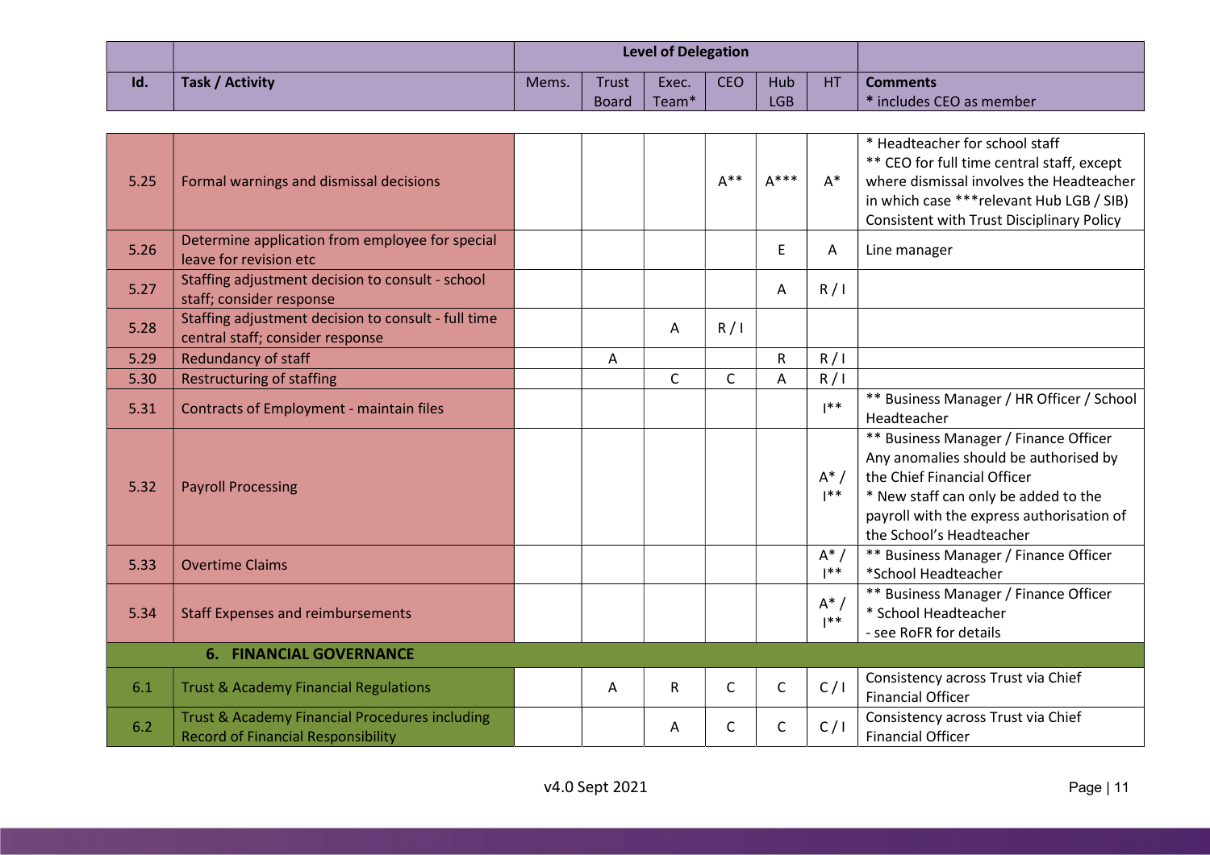| Id. | Task / Activity | Level of Delegation | | | | | | Comments |
|---|---|---|---|---|---|---|---|---|
| | | Mems. | Trust Board | Exec. Team* | CEO | Hub LGB | HT | * includes CEO as member |
| 5.25 | Formal warnings and dismissal decisions | | | | A** | A*** | A* | * Headteacher for school staff<br>** CEO for full time central staff, except where dismissal involves the Headteacher in which case ***relevant Hub LGB / SIB)<br>Consistent with Trust Disciplinary Policy |
| 5.26 | Determine application from employee for special leave for revision etc | | | | | E | A | Line manager |
| 5.27 | Staffing adjustment decision to consult - school staff; consider response | | | | | A | R / I | |
| 5.28 | Staffing adjustment decision to consult - full time central staff; consider response | | | A | R / I | | | |
| 5.29 | Redundancy of staff | | A | | | R | R / I | |
| 5.30 | Restructuring of staffing | | | C | C | A | R / I | |
| 5.31 | Contracts of Employment - maintain files | | | | | | I** | ** Business Manager / HR Officer / School Headteacher |
| 5.32 | Payroll Processing | | | | | | A* / I** | ** Business Manager / Finance Officer<br>Any anomalies should be authorised by the Chief Financial Officer<br>* New staff can only be added to the payroll with the express authorisation of the School's Headteacher |
| 5.33 | Overtime Claims | | | | | | A* / I** | ** Business Manager / Finance Officer<br>*School Headteacher |
| 5.34 | Staff Expenses and reimbursements | | | | | | A* / I** | ** Business Manager / Finance Officer<br>* School Headteacher<br>- see RoFR for details |
| | **6. FINANCIAL GOVERNANCE** | | | | | | | |
| 6.1 | Trust & Academy Financial Regulations | | A | R | C | C | C / I | Consistency across Trust via Chief Financial Officer |
| 6.2 | Trust & Academy Financial Procedures including Record of Financial Responsibility | | | A | C | C | C / I | Consistency across Trust via Chief Financial Officer |

v4.0 Sept 2021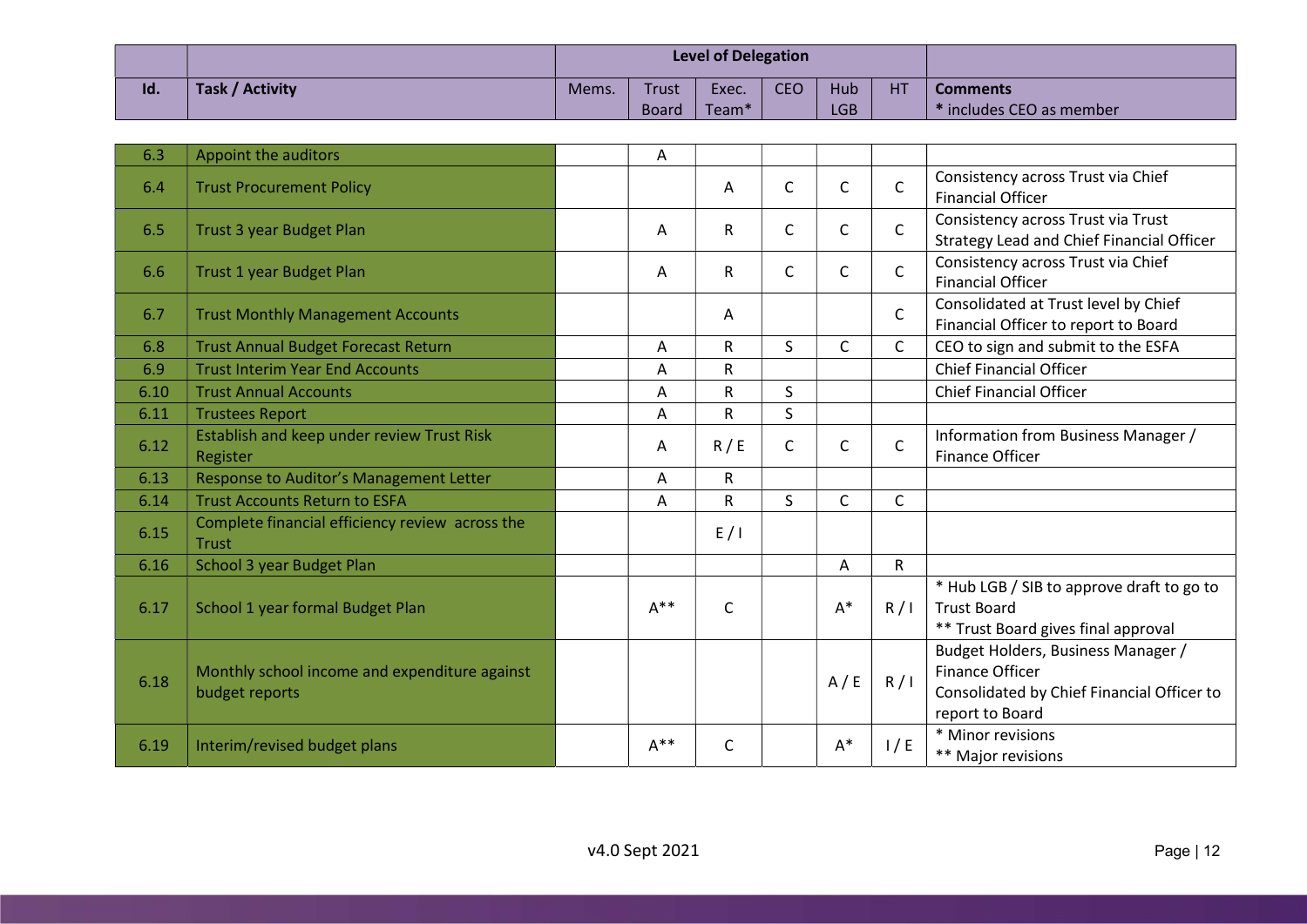| Id. | Task / Activity | Level of Delegation | | | | | | Comments |
|---|---|---|---|---|---|---|---|---|
| | | Mems. | Trust Board | Exec. Team* | CEO | Hub LGB | HT | * includes CEO as member |
| 6.3 | Appoint the auditors | | A | | | | | |
| 6.4 | Trust Procurement Policy | | | A | C | C | C | Consistency across Trust via Chief Financial Officer |
| 6.5 | Trust 3 year Budget Plan | | A | R | C | C | C | Consistency across Trust via Trust Strategy Lead and Chief Financial Officer |
| 6.6 | Trust 1 year Budget Plan | | A | R | C | C | C | Consistency across Trust via Chief Financial Officer |
| 6.7 | Trust Monthly Management Accounts | | | A | | | C | Consolidated at Trust level by Chief Financial Officer to report to Board |
| 6.8 | Trust Annual Budget Forecast Return | | A | R | S | C | C | CEO to sign and submit to the ESFA |
| 6.9 | Trust Interim Year End Accounts | | A | R | | | | Chief Financial Officer |
| 6.10 | Trust Annual Accounts | | A | R | S | | | Chief Financial Officer |
| 6.11 | Trustees Report | | A | R | S | | | |
| 6.12 | Establish and keep under review Trust Risk Register | | A | R / E | C | C | C | Information from Business Manager / Finance Officer |
| 6.13 | Response to Auditor's Management Letter | | A | R | | | | |
| 6.14 | Trust Accounts Return to ESFA | | A | R | S | C | C | |
| 6.15 | Complete financial efficiency review across the Trust | | | E / I | | | | |
| 6.16 | School 3 year Budget Plan | | | | | A | R | |
| 6.17 | School 1 year formal Budget Plan | | A** | C | | A* | R / I | * Hub LGB / SIB to approve draft to go to Trust Board<br>** Trust Board gives final approval |
| 6.18 | Monthly school income and expenditure against budget reports | | | | | A / E | R / I | Budget Holders, Business Manager / Finance Officer<br>Consolidated by Chief Financial Officer to report to Board |
| 6.19 | Interim/revised budget plans | | A** | C | | A* | I / E | * Minor revisions<br>** Major revisions |

v4.0 Sept 2021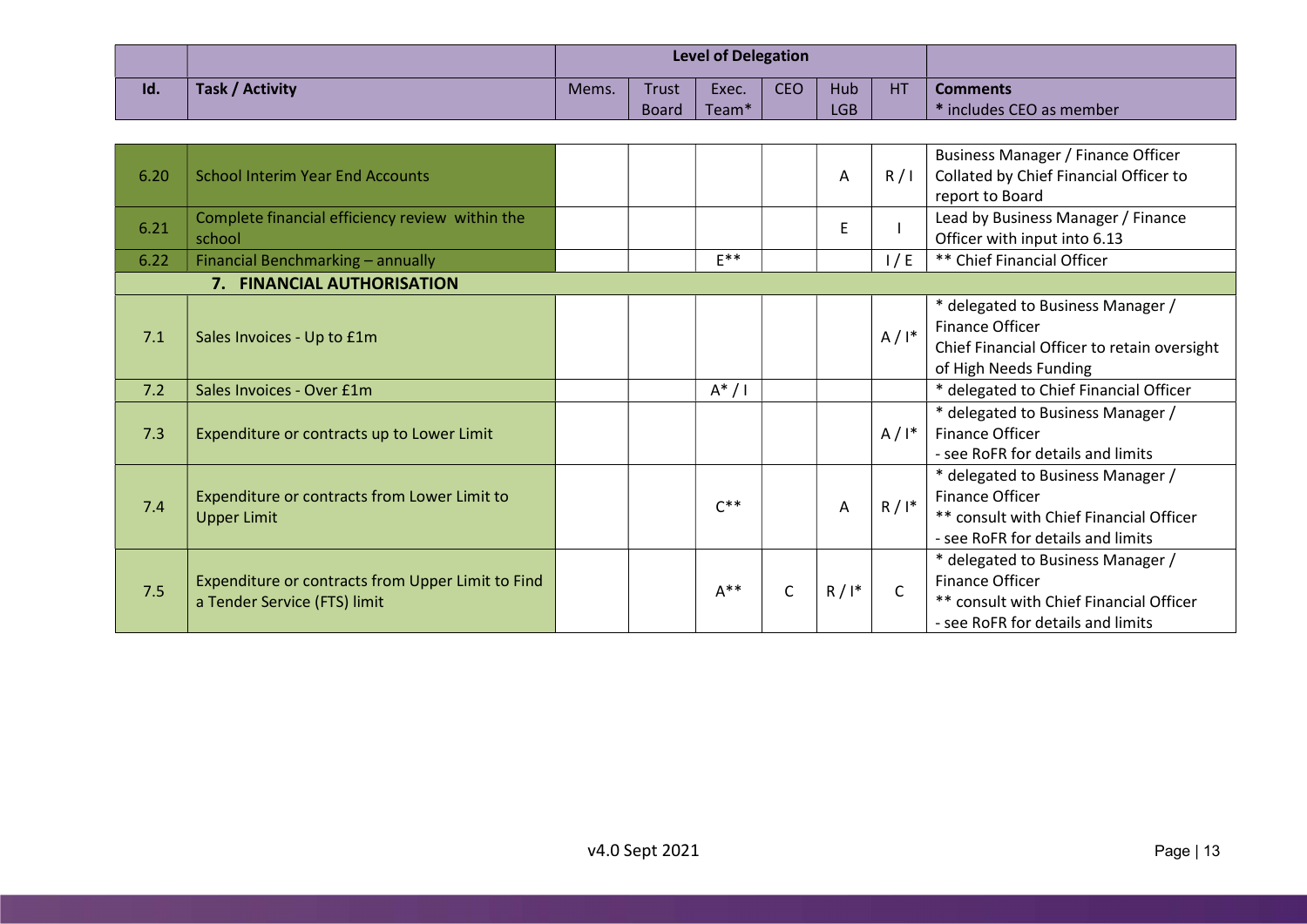| Id. | Task / Activity | Level of Delegation | | | | | | Comments |
|---|---|---|---|---|---|---|---|---|
| | | Mems. | Trust Board | Exec. Team* | CEO | Hub LGB | HT | * includes CEO as member |
| 6.20 | School Interim Year End Accounts | | | | | A | R / I | Business Manager / Finance Officer Collated by Chief Financial Officer to report to Board |
| 6.21 | Complete financial efficiency review within the school | | | | | E | I | Lead by Business Manager / Finance Officer with input into 6.13 |
| 6.22 | Financial Benchmarking – annually | | | E** | | | I / E | ** Chief Financial Officer |
| | **7. FINANCIAL AUTHORISATION** | | | | | | | |
| 7.1 | Sales Invoices - Up to £1m | | | | | | A / I* | * delegated to Business Manager / Finance Officer Chief Financial Officer to retain oversight of High Needs Funding |
| 7.2 | Sales Invoices - Over £1m | | | A* / I | | | | * delegated to Chief Financial Officer |
| 7.3 | Expenditure or contracts up to Lower Limit | | | | | | A / I* | * delegated to Business Manager / Finance Officer - see RoFR for details and limits |
| 7.4 | Expenditure or contracts from Lower Limit to Upper Limit | | | C** | | A | R / I* | * delegated to Business Manager / Finance Officer ** consult with Chief Financial Officer - see RoFR for details and limits |
| 7.5 | Expenditure or contracts from Upper Limit to Find a Tender Service (FTS) limit | | | A** | C | R / I* | C | * delegated to Business Manager / Finance Officer ** consult with Chief Financial Officer - see RoFR for details and limits |

v4.0 Sept 2021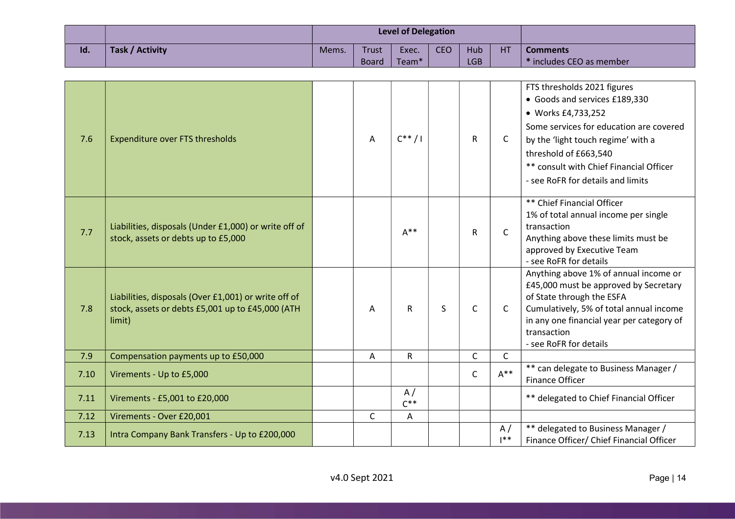| Id. | Task / Activity | Level of Delegation | | | | | | Comments |
|---|---|---|---|---|---|---|---|---|
| | | Mems. | Trust Board | Exec. Team* | CEO | Hub LGB | HT | * includes CEO as member |
| 7.6 | Expenditure over FTS thresholds | | A | C** / I | | R | C | FTS thresholds 2021 figures<br>• Goods and services £189,330<br>• Works £4,733,252<br>Some services for education are covered by the 'light touch regime' with a threshold of £663,540<br>** consult with Chief Financial Officer<br>- see RoFR for details and limits |
| 7.7 | Liabilities, disposals (Under £1,000) or write off of stock, assets or debts up to £5,000 | | | A** | | R | C | ** Chief Financial Officer<br>1% of total annual income per single transaction<br>Anything above these limits must be approved by Executive Team<br>- see RoFR for details |
| 7.8 | Liabilities, disposals (Over £1,001) or write off of stock, assets or debts £5,001 up to £45,000 (ATH limit) | | A | R | S | C | C | Anything above 1% of annual income or £45,000 must be approved by Secretary of State through the ESFA<br>Cumulatively, 5% of total annual income in any one financial year per category of transaction<br>- see RoFR for details |
| 7.9 | Compensation payments up to £50,000 | | A | R | | C | C | |
| 7.10 | Virements - Up to £5,000 | | | | | C | A** | ** can delegate to Business Manager / Finance Officer |
| 7.11 | Virements - £5,001 to £20,000 | | | A / C** | | | | ** delegated to Chief Financial Officer |
| 7.12 | Virements - Over £20,001 | | C | A | | | | |
| 7.13 | Intra Company Bank Transfers - Up to £200,000 | | | | | | A / I** | ** delegated to Business Manager / Finance Officer/ Chief Financial Officer |

v4.0 Sept 2021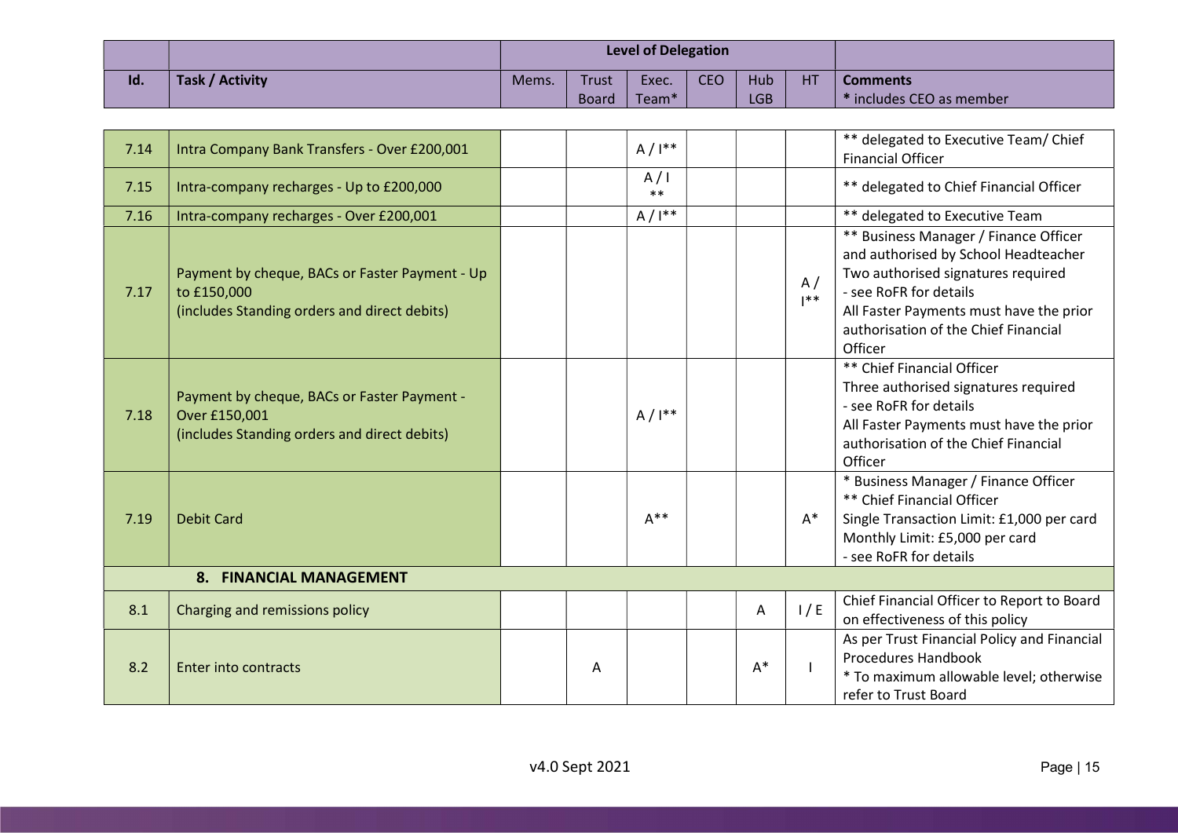| Id. | Task / Activity | Level of Delegation | | | | | | Comments |
|---|---|---|---|---|---|---|---|---|
| | | Mems. | Trust Board | Exec. Team* | CEO | Hub LGB | HT | * includes CEO as member |
| 7.14 | Intra Company Bank Transfers - Over £200,001 | | | A / I** | | | | ** delegated to Executive Team/ Chief Financial Officer |
| 7.15 | Intra-company recharges - Up to £200,000 | | | A / I ** | | | | ** delegated to Chief Financial Officer |
| 7.16 | Intra-company recharges - Over £200,001 | | | A / I** | | | | ** delegated to Executive Team |
| 7.17 | Payment by cheque, BACs or Faster Payment - Up to £150,000 (includes Standing orders and direct debits) | | | | | | A / I** | ** Business Manager / Finance Officer and authorised by School Headteacher Two authorised signatures required - see RoFR for details All Faster Payments must have the prior authorisation of the Chief Financial Officer |
| 7.18 | Payment by cheque, BACs or Faster Payment - Over £150,001 (includes Standing orders and direct debits) | | | A / I** | | | | ** Chief Financial Officer Three authorised signatures required - see RoFR for details All Faster Payments must have the prior authorisation of the Chief Financial Officer |
| 7.19 | Debit Card | | | A** | | | A* | * Business Manager / Finance Officer ** Chief Financial Officer Single Transaction Limit: £1,000 per card Monthly Limit: £5,000 per card - see RoFR for details |
| | **8. FINANCIAL MANAGEMENT** | | | | | | | |
| 8.1 | Charging and remissions policy | | | | | A | I / E | Chief Financial Officer to Report to Board on effectiveness of this policy |
| 8.2 | Enter into contracts | | A | | | A* | I | As per Trust Financial Policy and Financial Procedures Handbook * To maximum allowable level; otherwise refer to Trust Board |

v4.0 Sept 2021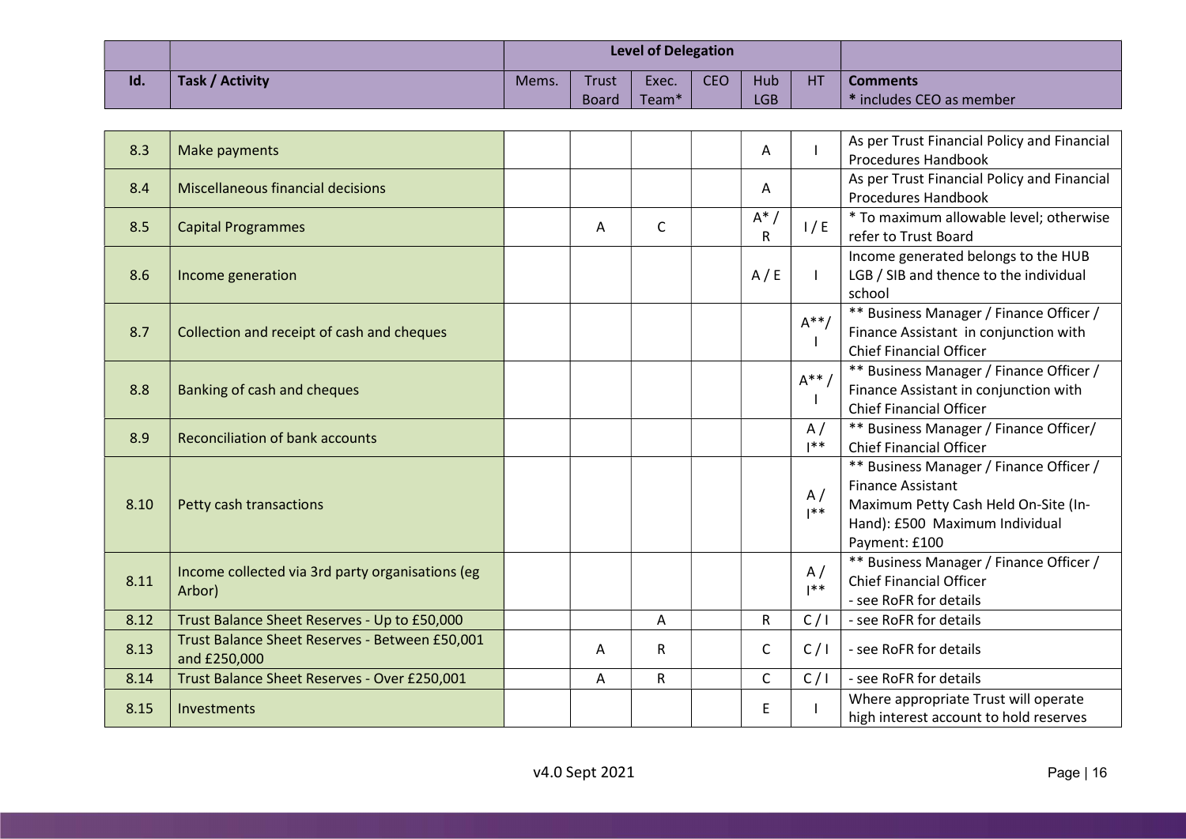| Id. | Task / Activity | Level of Delegation | | | | | | Comments |
|---|---|---|---|---|---|---|---|---|
| | | Mems. | Trust Board | Exec. Team* | CEO | Hub LGB | HT | * includes CEO as member |
| 8.3 | Make payments | | | | | A | I | As per Trust Financial Policy and Financial Procedures Handbook |
| 8.4 | Miscellaneous financial decisions | | | | | A | | As per Trust Financial Policy and Financial Procedures Handbook |
| 8.5 | Capital Programmes | | A | C | | A* / R | I / E | * To maximum allowable level; otherwise refer to Trust Board |
| 8.6 | Income generation | | | | | A / E | I | Income generated belongs to the HUB LGB / SIB and thence to the individual school |
| 8.7 | Collection and receipt of cash and cheques | | | | | | A**/ I | ** Business Manager / Finance Officer / Finance Assistant in conjunction with Chief Financial Officer |
| 8.8 | Banking of cash and cheques | | | | | | A** / I | ** Business Manager / Finance Officer / Finance Assistant in conjunction with Chief Financial Officer |
| 8.9 | Reconciliation of bank accounts | | | | | | A / I** | ** Business Manager / Finance Officer/ Chief Financial Officer |
| 8.10 | Petty cash transactions | | | | | | A / I** | ** Business Manager / Finance Officer / Finance Assistant<br>Maximum Petty Cash Held On-Site (In-Hand): £500 Maximum Individual Payment: £100 |
| 8.11 | Income collected via 3rd party organisations (eg Arbor) | | | | | | A / I** | ** Business Manager / Finance Officer / Chief Financial Officer<br>- see RoFR for details |
| 8.12 | Trust Balance Sheet Reserves - Up to £50,000 | | | A | | R | C / I | - see RoFR for details |
| 8.13 | Trust Balance Sheet Reserves - Between £50,001 and £250,000 | | A | R | | C | C / I | - see RoFR for details |
| 8.14 | Trust Balance Sheet Reserves - Over £250,001 | | A | R | | C | C / I | - see RoFR for details |
| 8.15 | Investments | | | | | E | I | Where appropriate Trust will operate high interest account to hold reserves |

v4.0 Sept 2021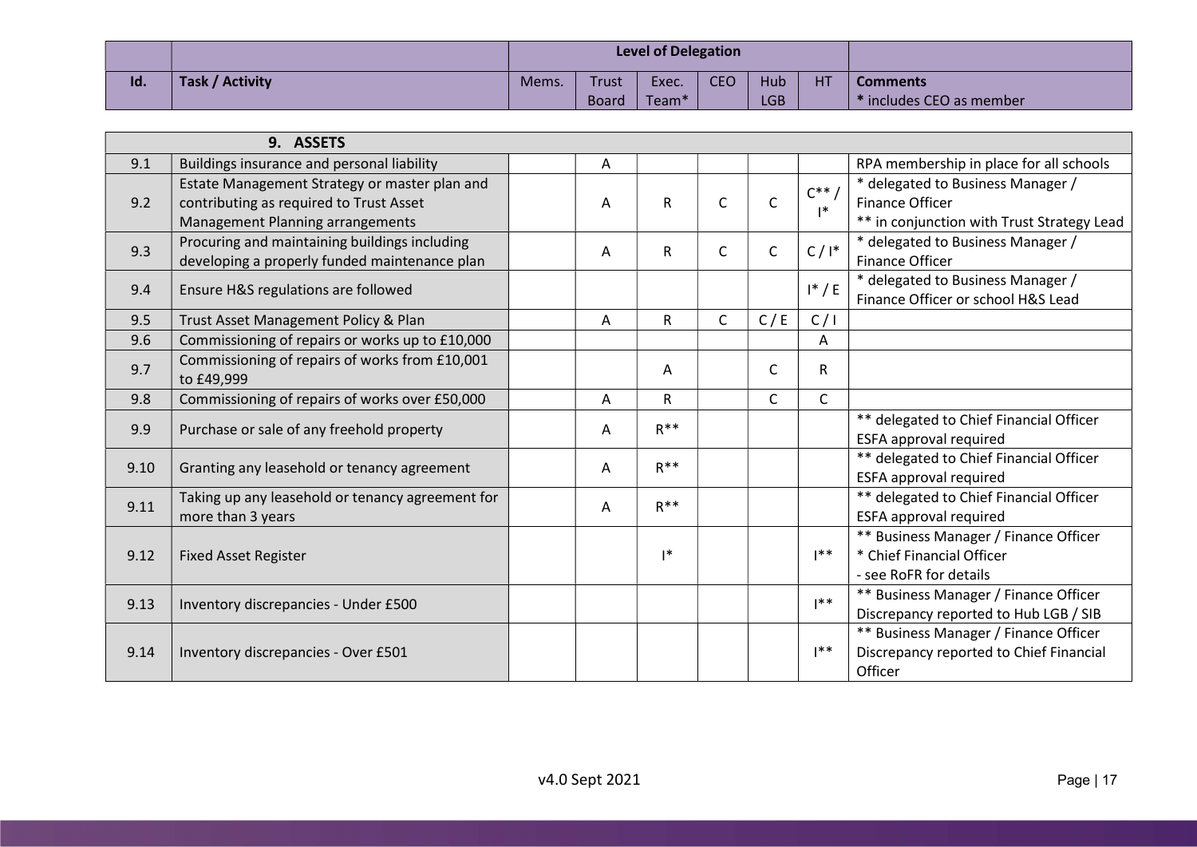| | | Level of Delegation | | | | | | |
|---|---|---|---|---|---|---|---|---|
| **Id.** | **Task / Activity** | Mems. | Trust Board | Exec. Team* | CEO | Hub LGB | HT | **Comments** * includes CEO as member |
| | **9. ASSETS** | | | | | | | |
| 9.1 | Buildings insurance and personal liability | | A | | | | | RPA membership in place for all schools |
| 9.2 | Estate Management Strategy or master plan and contributing as required to Trust Asset Management Planning arrangements | | A | R | C | C | C** / I* | * delegated to Business Manager / Finance Officer<br>** in conjunction with Trust Strategy Lead |
| 9.3 | Procuring and maintaining buildings including developing a properly funded maintenance plan | | A | R | C | C | C / I* | * delegated to Business Manager / Finance Officer |
| 9.4 | Ensure H&S regulations are followed | | | | | | I* / E | * delegated to Business Manager / Finance Officer or school H&S Lead |
| 9.5 | Trust Asset Management Policy & Plan | | A | R | C | C / E | C / I | |
| 9.6 | Commissioning of repairs or works up to £10,000 | | | | | | A | |
| 9.7 | Commissioning of repairs of works from £10,001 to £49,999 | | | A | | C | R | |
| 9.8 | Commissioning of repairs of works over £50,000 | | A | R | | C | C | |
| 9.9 | Purchase or sale of any freehold property | | A | R** | | | | ** delegated to Chief Financial Officer<br>ESFA approval required |
| 9.10 | Granting any leasehold or tenancy agreement | | A | R** | | | | ** delegated to Chief Financial Officer<br>ESFA approval required |
| 9.11 | Taking up any leasehold or tenancy agreement for more than 3 years | | A | R** | | | | ** delegated to Chief Financial Officer<br>ESFA approval required |
| 9.12 | Fixed Asset Register | | | I* | | | I** | ** Business Manager / Finance Officer<br>* Chief Financial Officer<br>- see RoFR for details |
| 9.13 | Inventory discrepancies - Under £500 | | | | | | I** | ** Business Manager / Finance Officer<br>Discrepancy reported to Hub LGB / SIB |
| 9.14 | Inventory discrepancies - Over £501 | | | | | | I** | ** Business Manager / Finance Officer<br>Discrepancy reported to Chief Financial Officer |

v4.0 Sept 2021